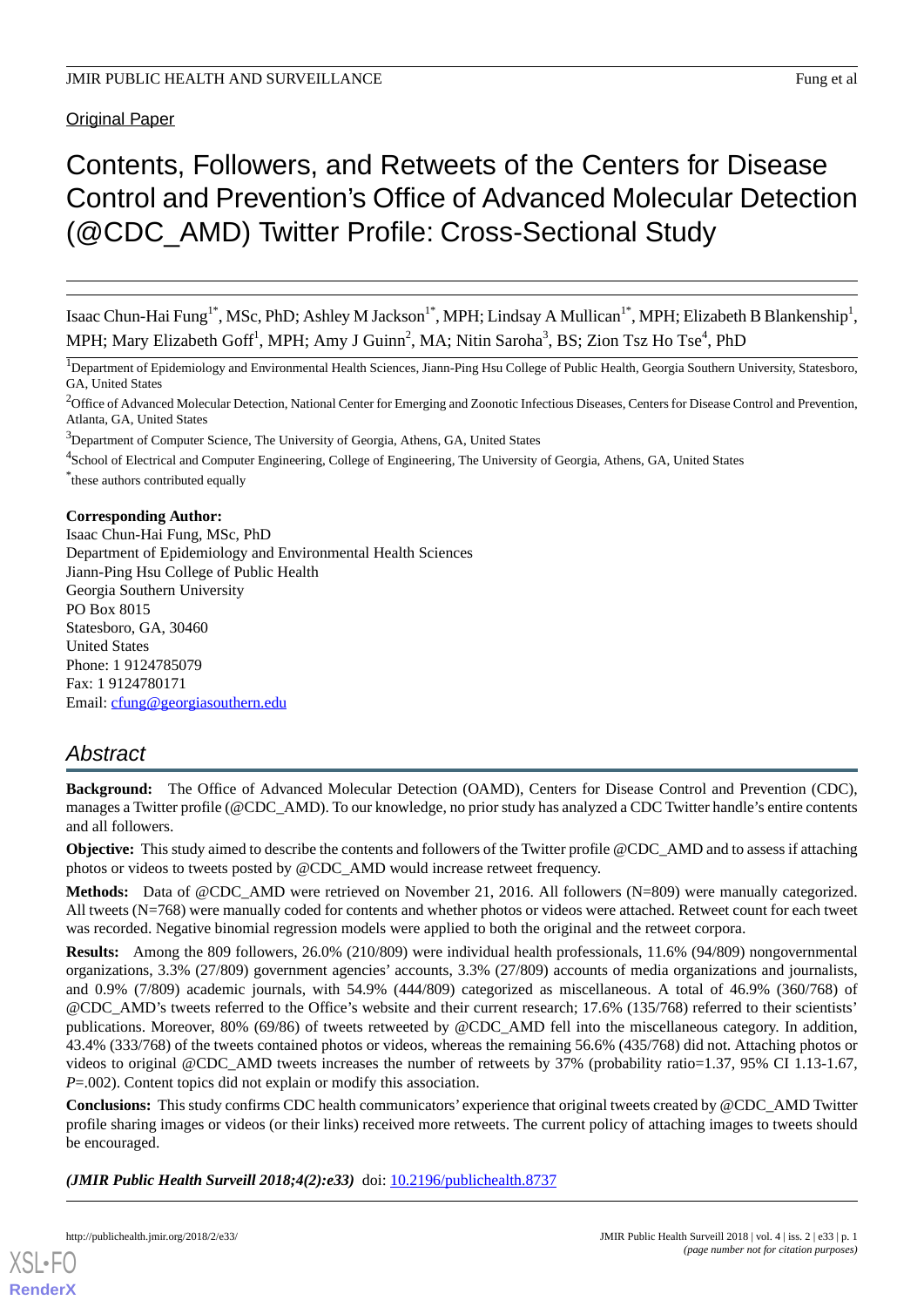Original Paper

# Contents, Followers, and Retweets of the Centers for Disease Control and Prevention's Office of Advanced Molecular Detection (@CDC_AMD) Twitter Profile: Cross-Sectional Study

Isaac Chun-Hai Fung[1*], MSc, PhD; Ashley M Jackson[1*], MPH; Lindsay A Mullican[1*], MPH; Elizabeth B Blankenship[1], MPH; Mary Elizabeth Goff[1], MPH; Amy J Guinn[2], MA; Nitin Saroha[3], BS; Zion Tsz Ho Tse[4], PhD

[1]Department of Epidemiology and Environmental Health Sciences, Jiann-Ping Hsu College of Public Health, Georgia Southern University, Statesboro, GA, United States

[2]Office of Advanced Molecular Detection, National Center for Emerging and Zoonotic Infectious Diseases, Centers for Disease Control and Prevention, Atlanta, GA, United States

[3]Department of Computer Science, The University of Georgia, Athens, GA, United States

[4]School of Electrical and Computer Engineering, College of Engineering, The University of Georgia, Athens, GA, United States

[*]these authors contributed equally

**Corresponding Author:**
Isaac Chun-Hai Fung, MSc, PhD
Department of Epidemiology and Environmental Health Sciences
Jiann-Ping Hsu College of Public Health
Georgia Southern University
PO Box 8015
Statesboro, GA, 30460
United States
Phone: 1 9124785079
Fax: 1 9124780171
Email: cfung@georgiasouthern.edu

## Abstract

**Background:** The Office of Advanced Molecular Detection (OAMD), Centers for Disease Control and Prevention (CDC), manages a Twitter profile (@CDC_AMD). To our knowledge, no prior study has analyzed a CDC Twitter handle's entire contents and all followers.

**Objective:** This study aimed to describe the contents and followers of the Twitter profile @CDC_AMD and to assess if attaching photos or videos to tweets posted by @CDC_AMD would increase retweet frequency.

**Methods:** Data of @CDC_AMD were retrieved on November 21, 2016. All followers (N=809) were manually categorized. All tweets (N=768) were manually coded for contents and whether photos or videos were attached. Retweet count for each tweet was recorded. Negative binomial regression models were applied to both the original and the retweet corpora.

**Results:** Among the 809 followers, 26.0% (210/809) were individual health professionals, 11.6% (94/809) nongovernmental organizations, 3.3% (27/809) government agencies' accounts, 3.3% (27/809) accounts of media organizations and journalists, and 0.9% (7/809) academic journals, with 54.9% (444/809) categorized as miscellaneous. A total of 46.9% (360/768) of @CDC_AMD's tweets referred to the Office's website and their current research; 17.6% (135/768) referred to their scientists' publications. Moreover, 80% (69/86) of tweets retweeted by @CDC_AMD fell into the miscellaneous category. In addition, 43.4% (333/768) of the tweets contained photos or videos, whereas the remaining 56.6% (435/768) did not. Attaching photos or videos to original @CDC_AMD tweets increases the number of retweets by 37% (probability ratio=1.37, 95% CI 1.13-1.67, *P*=.002). Content topics did not explain or modify this association.

**Conclusions:** This study confirms CDC health communicators' experience that original tweets created by @CDC_AMD Twitter profile sharing images or videos (or their links) received more retweets. The current policy of attaching images to tweets should be encouraged.

***(JMIR Public Health Surveill 2018;4(2):e33)*** doi: 10.2196/publichealth.8737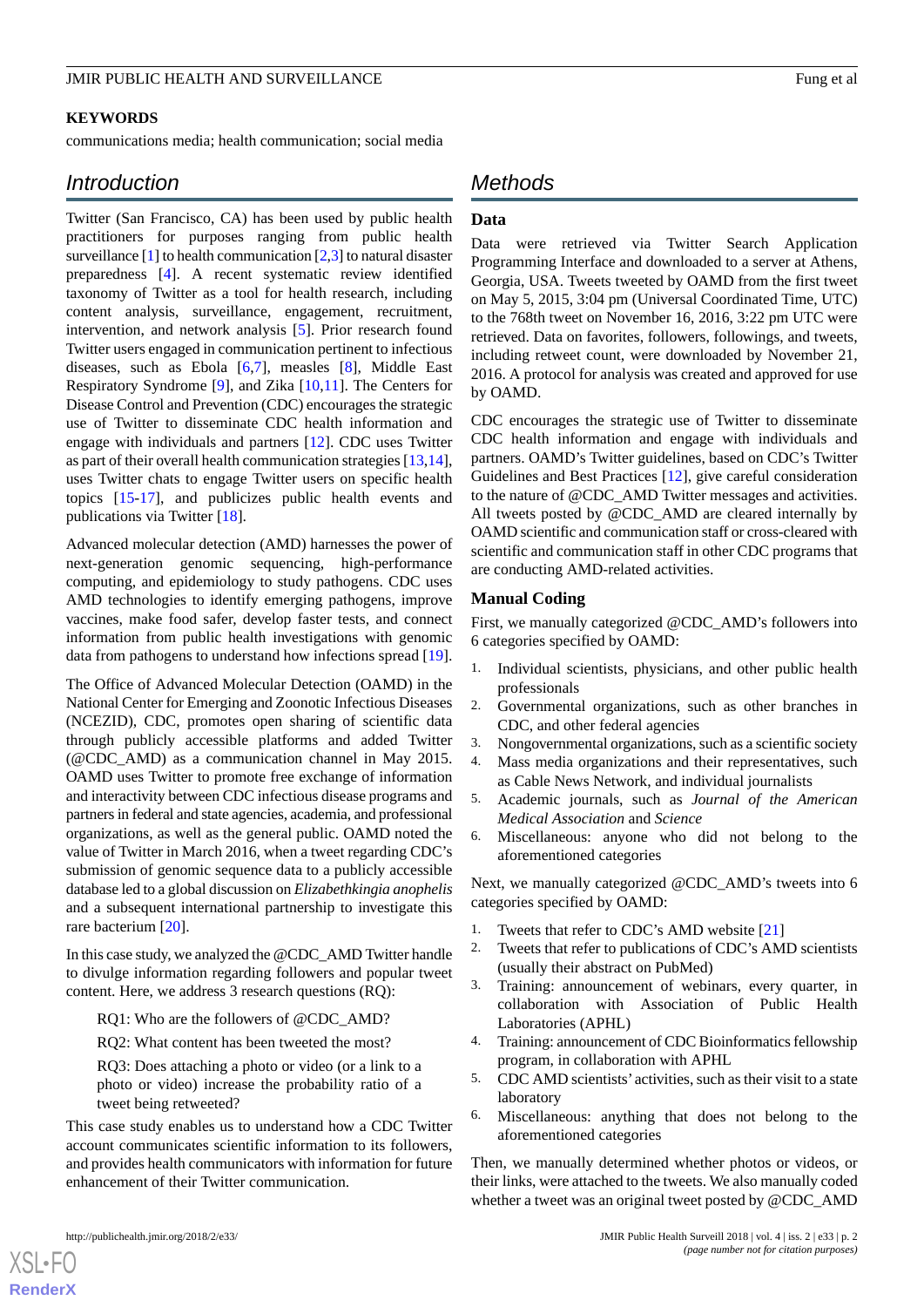**KEYWORDS**

communications media; health communication; social media

## Introduction

Twitter (San Francisco, CA) has been used by public health practitioners for purposes ranging from public health surveillance [1] to health communication [2,3] to natural disaster preparedness [4]. A recent systematic review identified taxonomy of Twitter as a tool for health research, including content analysis, surveillance, engagement, recruitment, intervention, and network analysis [5]. Prior research found Twitter users engaged in communication pertinent to infectious diseases, such as Ebola [6,7], measles [8], Middle East Respiratory Syndrome [9], and Zika [10,11]. The Centers for Disease Control and Prevention (CDC) encourages the strategic use of Twitter to disseminate CDC health information and engage with individuals and partners [12]. CDC uses Twitter as part of their overall health communication strategies [13,14], uses Twitter chats to engage Twitter users on specific health topics [15-17], and publicizes public health events and publications via Twitter [18].

Advanced molecular detection (AMD) harnesses the power of next-generation genomic sequencing, high-performance computing, and epidemiology to study pathogens. CDC uses AMD technologies to identify emerging pathogens, improve vaccines, make food safer, develop faster tests, and connect information from public health investigations with genomic data from pathogens to understand how infections spread [19].

The Office of Advanced Molecular Detection (OAMD) in the National Center for Emerging and Zoonotic Infectious Diseases (NCEZID), CDC, promotes open sharing of scientific data through publicly accessible platforms and added Twitter (@CDC_AMD) as a communication channel in May 2015. OAMD uses Twitter to promote free exchange of information and interactivity between CDC infectious disease programs and partners in federal and state agencies, academia, and professional organizations, as well as the general public. OAMD noted the value of Twitter in March 2016, when a tweet regarding CDC's submission of genomic sequence data to a publicly accessible database led to a global discussion on *Elizabethkingia anophelis* and a subsequent international partnership to investigate this rare bacterium [20].

In this case study, we analyzed the @CDC_AMD Twitter handle to divulge information regarding followers and popular tweet content. Here, we address 3 research questions (RQ):

> RQ1: Who are the followers of @CDC_AMD?
>
> RQ2: What content has been tweeted the most?
>
> RQ3: Does attaching a photo or video (or a link to a photo or video) increase the probability ratio of a tweet being retweeted?

This case study enables us to understand how a CDC Twitter account communicates scientific information to its followers, and provides health communicators with information for future enhancement of their Twitter communication.

## Methods

### Data

Data were retrieved via Twitter Search Application Programming Interface and downloaded to a server at Athens, Georgia, USA. Tweets tweeted by OAMD from the first tweet on May 5, 2015, 3:04 pm (Universal Coordinated Time, UTC) to the 768th tweet on November 16, 2016, 3:22 pm UTC were retrieved. Data on favorites, followers, followings, and tweets, including retweet count, were downloaded by November 21, 2016. A protocol for analysis was created and approved for use by OAMD.

CDC encourages the strategic use of Twitter to disseminate CDC health information and engage with individuals and partners. OAMD's Twitter guidelines, based on CDC's Twitter Guidelines and Best Practices [12], give careful consideration to the nature of @CDC_AMD Twitter messages and activities. All tweets posted by @CDC_AMD are cleared internally by OAMD scientific and communication staff or cross-cleared with scientific and communication staff in other CDC programs that are conducting AMD-related activities.

### Manual Coding

First, we manually categorized @CDC_AMD's followers into 6 categories specified by OAMD:

1. Individual scientists, physicians, and other public health professionals
2. Governmental organizations, such as other branches in CDC, and other federal agencies
3. Nongovernmental organizations, such as a scientific society
4. Mass media organizations and their representatives, such as Cable News Network, and individual journalists
5. Academic journals, such as *Journal of the American Medical Association* and *Science*
6. Miscellaneous: anyone who did not belong to the aforementioned categories

Next, we manually categorized @CDC_AMD's tweets into 6 categories specified by OAMD:

1. Tweets that refer to CDC's AMD website [21]
2. Tweets that refer to publications of CDC's AMD scientists (usually their abstract on PubMed)
3. Training: announcement of webinars, every quarter, in collaboration with Association of Public Health Laboratories (APHL)
4. Training: announcement of CDC Bioinformatics fellowship program, in collaboration with APHL
5. CDC AMD scientists' activities, such as their visit to a state laboratory
6. Miscellaneous: anything that does not belong to the aforementioned categories

Then, we manually determined whether photos or videos, or their links, were attached to the tweets. We also manually coded whether a tweet was an original tweet posted by @CDC_AMD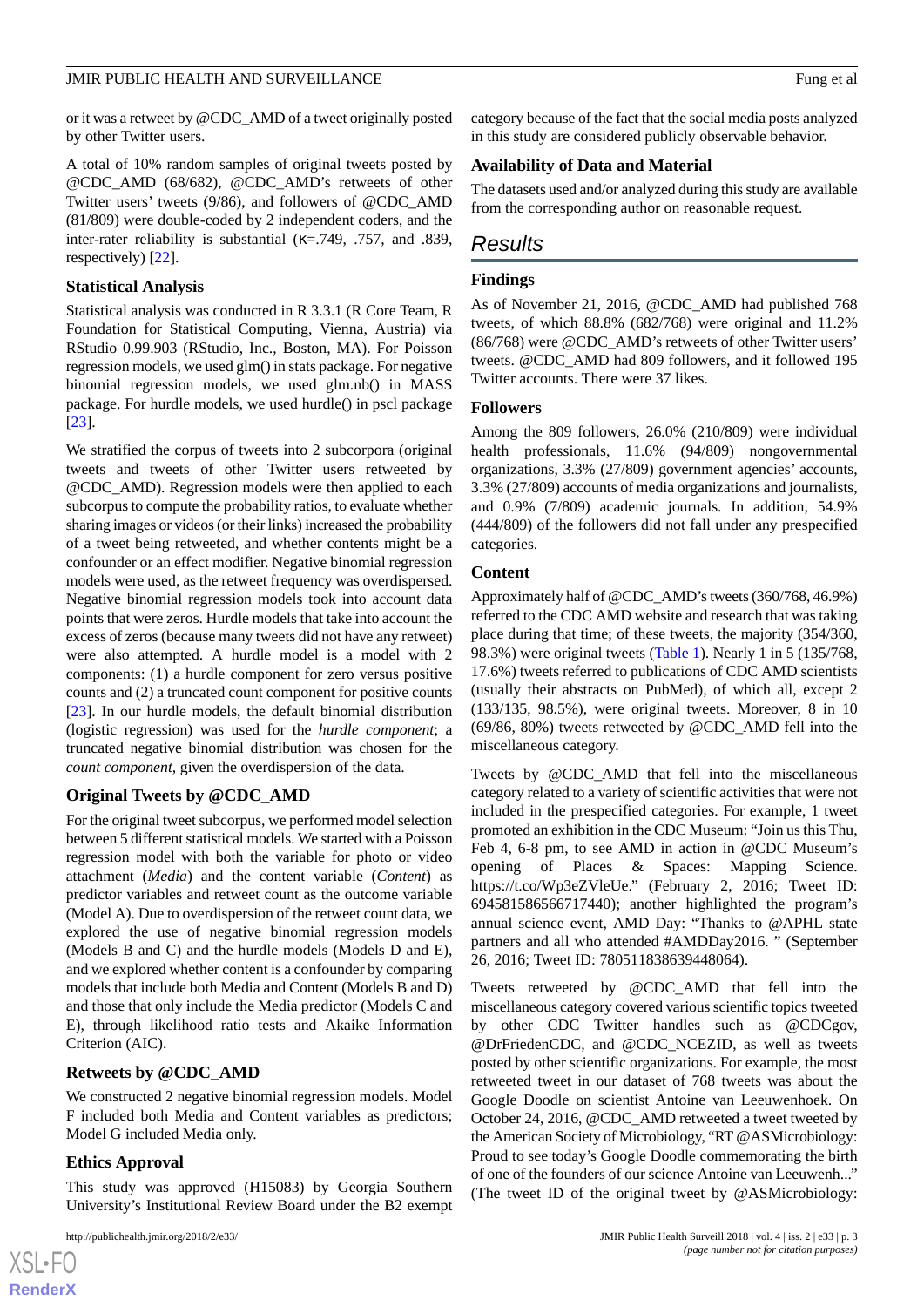or it was a retweet by @CDC_AMD of a tweet originally posted by other Twitter users.

A total of 10% random samples of original tweets posted by @CDC_AMD (68/682), @CDC_AMD's retweets of other Twitter users' tweets (9/86), and followers of @CDC_AMD (81/809) were double-coded by 2 independent coders, and the inter-rater reliability is substantial (κ=.749, .757, and .839, respectively) [22].

### Statistical Analysis

Statistical analysis was conducted in R 3.3.1 (R Core Team, R Foundation for Statistical Computing, Vienna, Austria) via RStudio 0.99.903 (RStudio, Inc., Boston, MA). For Poisson regression models, we used glm() in stats package. For negative binomial regression models, we used glm.nb() in MASS package. For hurdle models, we used hurdle() in pscl package [23].

We stratified the corpus of tweets into 2 subcorpora (original tweets and tweets of other Twitter users retweeted by @CDC_AMD). Regression models were then applied to each subcorpus to compute the probability ratios, to evaluate whether sharing images or videos (or their links) increased the probability of a tweet being retweeted, and whether contents might be a confounder or an effect modifier. Negative binomial regression models were used, as the retweet frequency was overdispersed. Negative binomial regression models took into account data points that were zeros. Hurdle models that take into account the excess of zeros (because many tweets did not have any retweet) were also attempted. A hurdle model is a model with 2 components: (1) a hurdle component for zero versus positive counts and (2) a truncated count component for positive counts [23]. In our hurdle models, the default binomial distribution (logistic regression) was used for the *hurdle component*; a truncated negative binomial distribution was chosen for the *count component*, given the overdispersion of the data.

### Original Tweets by @CDC_AMD

For the original tweet subcorpus, we performed model selection between 5 different statistical models. We started with a Poisson regression model with both the variable for photo or video attachment (*Media*) and the content variable (*Content*) as predictor variables and retweet count as the outcome variable (Model A). Due to overdispersion of the retweet count data, we explored the use of negative binomial regression models (Models B and C) and the hurdle models (Models D and E), and we explored whether content is a confounder by comparing models that include both Media and Content (Models B and D) and those that only include the Media predictor (Models C and E), through likelihood ratio tests and Akaike Information Criterion (AIC).

### Retweets by @CDC_AMD

We constructed 2 negative binomial regression models. Model F included both Media and Content variables as predictors; Model G included Media only.

### Ethics Approval

This study was approved (H15083) by Georgia Southern University's Institutional Review Board under the B2 exempt category because of the fact that the social media posts analyzed in this study are considered publicly observable behavior.

### Availability of Data and Material

The datasets used and/or analyzed during this study are available from the corresponding author on reasonable request.

## Results

### Findings

As of November 21, 2016, @CDC_AMD had published 768 tweets, of which 88.8% (682/768) were original and 11.2% (86/768) were @CDC_AMD's retweets of other Twitter users' tweets. @CDC_AMD had 809 followers, and it followed 195 Twitter accounts. There were 37 likes.

### Followers

Among the 809 followers, 26.0% (210/809) were individual health professionals, 11.6% (94/809) nongovernmental organizations, 3.3% (27/809) government agencies' accounts, 3.3% (27/809) accounts of media organizations and journalists, and 0.9% (7/809) academic journals. In addition, 54.9% (444/809) of the followers did not fall under any prespecified categories.

### Content

Approximately half of @CDC_AMD's tweets (360/768, 46.9%) referred to the CDC AMD website and research that was taking place during that time; of these tweets, the majority (354/360, 98.3%) were original tweets (Table 1). Nearly 1 in 5 (135/768, 17.6%) tweets referred to publications of CDC AMD scientists (usually their abstracts on PubMed), of which all, except 2 (133/135, 98.5%), were original tweets. Moreover, 8 in 10 (69/86, 80%) tweets retweeted by @CDC_AMD fell into the miscellaneous category.

Tweets by @CDC_AMD that fell into the miscellaneous category related to a variety of scientific activities that were not included in the prespecified categories. For example, 1 tweet promoted an exhibition in the CDC Museum: "Join us this Thu, Feb 4, 6-8 pm, to see AMD in action in @CDC Museum's opening of Places & Spaces: Mapping Science. https://t.co/Wp3eZVleUe." (February 2, 2016; Tweet ID: 694581586566717440); another highlighted the program's annual science event, AMD Day: "Thanks to @APHL state partners and all who attended #AMDDay2016. " (September 26, 2016; Tweet ID: 780511838639448064).

Tweets retweeted by @CDC_AMD that fell into the miscellaneous category covered various scientific topics tweeted by other CDC Twitter handles such as @CDCgov, @DrFriedenCDC, and @CDC_NCEZID, as well as tweets posted by other scientific organizations. For example, the most retweeted tweet in our dataset of 768 tweets was about the Google Doodle on scientist Antoine van Leeuwenhoek. On October 24, 2016, @CDC_AMD retweeted a tweet tweeted by the American Society of Microbiology, "RT @ASMicrobiology: Proud to see today's Google Doodle commemorating the birth of one of the founders of our science Antoine van Leeuwenh..." (The tweet ID of the original tweet by @ASMicrobiology: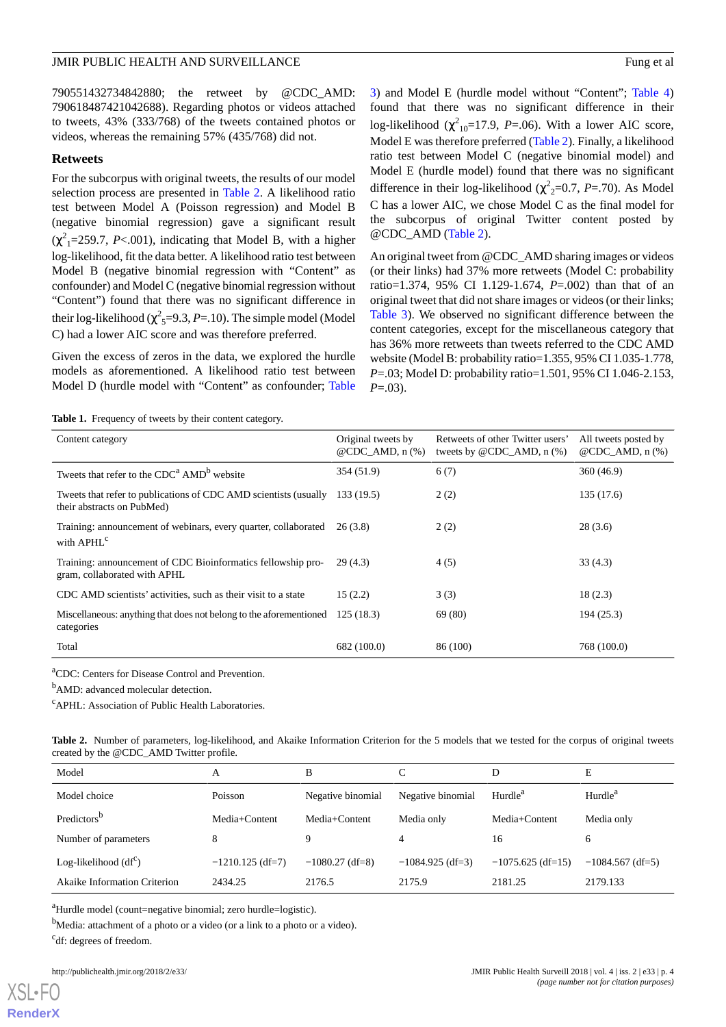790551432734842880; the retweet by @CDC_AMD: 790618487421042688). Regarding photos or videos attached to tweets, 43% (333/768) of the tweets contained photos or videos, whereas the remaining 57% (435/768) did not.

### Retweets

For the subcorpus with original tweets, the results of our model selection process are presented in Table 2. A likelihood ratio test between Model A (Poisson regression) and Model B (negative binomial regression) gave a significant result ($\chi^2_1$=259.7, *P*<.001), indicating that Model B, with a higher log-likelihood, fit the data better. A likelihood ratio test between Model B (negative binomial regression with "Content" as confounder) and Model C (negative binomial regression without "Content") found that there was no significant difference in their log-likelihood ($\chi^2_5$=9.3, *P*=.10). The simple model (Model C) had a lower AIC score and was therefore preferred.

Given the excess of zeros in the data, we explored the hurdle models as aforementioned. A likelihood ratio test between Model D (hurdle model with "Content" as confounder; Table 3) and Model E (hurdle model without "Content"; Table 4) found that there was no significant difference in their log-likelihood ($\chi^2_{10}$=17.9, *P*=.06). With a lower AIC score, Model E was therefore preferred (Table 2). Finally, a likelihood ratio test between Model C (negative binomial model) and Model E (hurdle model) found that there was no significant difference in their log-likelihood ($\chi^2_2$=0.7, *P*=.70). As Model C has a lower AIC, we chose Model C as the final model for the subcorpus of original Twitter content posted by @CDC_AMD (Table 2).

An original tweet from @CDC_AMD sharing images or videos (or their links) had 37% more retweets (Model C: probability ratio=1.374, 95% CI 1.129-1.674, *P*=.002) than that of an original tweet that did not share images or videos (or their links; Table 3). We observed no significant difference between the content categories, except for the miscellaneous category that has 36% more retweets than tweets referred to the CDC AMD website (Model B: probability ratio=1.355, 95% CI 1.035-1.778, *P*=.03; Model D: probability ratio=1.501, 95% CI 1.046-2.153, *P*=.03).

**Table 1.** Frequency of tweets by their content category.

| Content category | Original tweets by @CDC_AMD, n (%) | Retweets of other Twitter users' tweets by @CDC_AMD, n (%) | All tweets posted by @CDC_AMD, n (%) |
|---|---|---|---|
| Tweets that refer to the CDC[a] AMD[b] website | 354 (51.9) | 6 (7) | 360 (46.9) |
| Tweets that refer to publications of CDC AMD scientists (usually their abstracts on PubMed) | 133 (19.5) | 2 (2) | 135 (17.6) |
| Training: announcement of webinars, every quarter, collaborated with APHL[c] | 26 (3.8) | 2 (2) | 28 (3.6) |
| Training: announcement of CDC Bioinformatics fellowship program, collaborated with APHL | 29 (4.3) | 4 (5) | 33 (4.3) |
| CDC AMD scientists' activities, such as their visit to a state | 15 (2.2) | 3 (3) | 18 (2.3) |
| Miscellaneous: anything that does not belong to the aforementioned categories | 125 (18.3) | 69 (80) | 194 (25.3) |
| Total | 682 (100.0) | 86 (100) | 768 (100.0) |

[a]CDC: Centers for Disease Control and Prevention.

[b]AMD: advanced molecular detection.

[c]APHL: Association of Public Health Laboratories.

**Table 2.** Number of parameters, log-likelihood, and Akaike Information Criterion for the 5 models that we tested for the corpus of original tweets created by the @CDC_AMD Twitter profile.

| Model | A | B | C | D | E |
|---|---|---|---|---|---|
| Model choice | Poisson | Negative binomial | Negative binomial | Hurdle[a] | Hurdle[a] |
| Predictors[b] | Media+Content | Media+Content | Media only | Media+Content | Media only |
| Number of parameters | 8 | 9 | 4 | 16 | 6 |
| Log-likelihood (df[c]) | −1210.125 (df=7) | −1080.27 (df=8) | −1084.925 (df=3) | −1075.625 (df=15) | −1084.567 (df=5) |
| Akaike Information Criterion | 2434.25 | 2176.5 | 2175.9 | 2181.25 | 2179.133 |

[a]Hurdle model (count=negative binomial; zero hurdle=logistic).

[b]Media: attachment of a photo or a video (or a link to a photo or a video).

[c]df: degrees of freedom.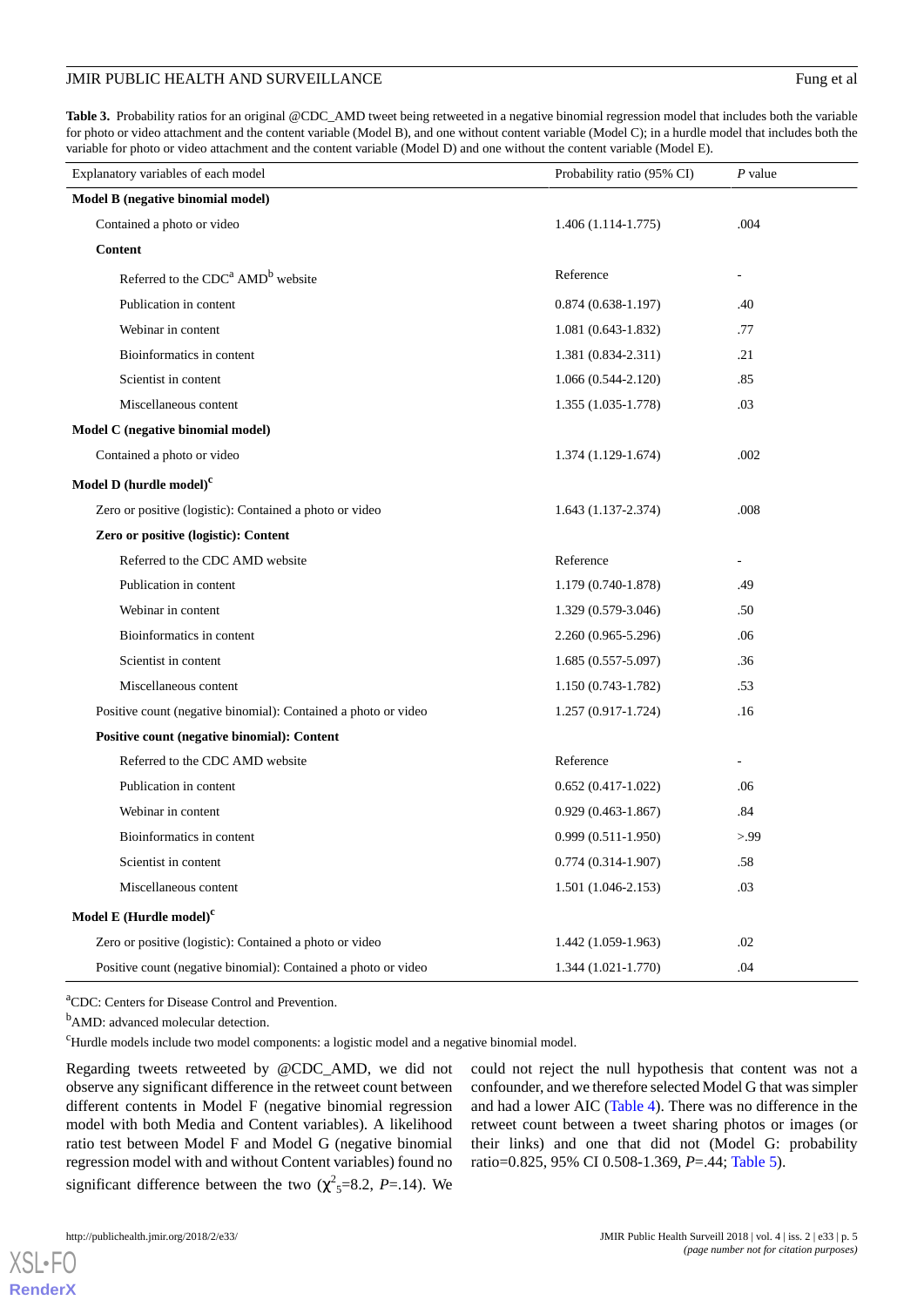**Table 3.** Probability ratios for an original @CDC_AMD tweet being retweeted in a negative binomial regression model that includes both the variable for photo or video attachment and the content variable (Model B), and one without content variable (Model C); in a hurdle model that includes both the variable for photo or video attachment and the content variable (Model D) and one without the content variable (Model E).

| Explanatory variables of each model | Probability ratio (95% CI) | *P* value |
|---|---|---|
| **Model B (negative binomial model)** | | |
| Contained a photo or video | 1.406 (1.114-1.775) | .004 |
| **Content** | | |
| Referred to the CDC[a] AMD[b] website | Reference | - |
| Publication in content | 0.874 (0.638-1.197) | .40 |
| Webinar in content | 1.081 (0.643-1.832) | .77 |
| Bioinformatics in content | 1.381 (0.834-2.311) | .21 |
| Scientist in content | 1.066 (0.544-2.120) | .85 |
| Miscellaneous content | 1.355 (1.035-1.778) | .03 |
| **Model C (negative binomial model)** | | |
| Contained a photo or video | 1.374 (1.129-1.674) | .002 |
| **Model D (hurdle model)[c]** | | |
| Zero or positive (logistic): Contained a photo or video | 1.643 (1.137-2.374) | .008 |
| **Zero or positive (logistic): Content** | | |
| Referred to the CDC AMD website | Reference | - |
| Publication in content | 1.179 (0.740-1.878) | .49 |
| Webinar in content | 1.329 (0.579-3.046) | .50 |
| Bioinformatics in content | 2.260 (0.965-5.296) | .06 |
| Scientist in content | 1.685 (0.557-5.097) | .36 |
| Miscellaneous content | 1.150 (0.743-1.782) | .53 |
| Positive count (negative binomial): Contained a photo or video | 1.257 (0.917-1.724) | .16 |
| **Positive count (negative binomial): Content** | | |
| Referred to the CDC AMD website | Reference | - |
| Publication in content | 0.652 (0.417-1.022) | .06 |
| Webinar in content | 0.929 (0.463-1.867) | .84 |
| Bioinformatics in content | 0.999 (0.511-1.950) | >.99 |
| Scientist in content | 0.774 (0.314-1.907) | .58 |
| Miscellaneous content | 1.501 (1.046-2.153) | .03 |
| **Model E (Hurdle model)[c]** | | |
| Zero or positive (logistic): Contained a photo or video | 1.442 (1.059-1.963) | .02 |
| Positive count (negative binomial): Contained a photo or video | 1.344 (1.021-1.770) | .04 |

[a]CDC: Centers for Disease Control and Prevention.

[b]AMD: advanced molecular detection.

[c]Hurdle models include two model components: a logistic model and a negative binomial model.

Regarding tweets retweeted by @CDC_AMD, we did not observe any significant difference in the retweet count between different contents in Model F (negative binomial regression model with both Media and Content variables). A likelihood ratio test between Model F and Model G (negative binomial regression model with and without Content variables) found no significant difference between the two ($\chi^2_5$=8.2, *P*=.14). We could not reject the null hypothesis that content was not a confounder, and we therefore selected Model G that was simpler and had a lower AIC (Table 4). There was no difference in the retweet count between a tweet sharing photos or images (or their links) and one that did not (Model G: probability ratio=0.825, 95% CI 0.508-1.369, *P*=.44; Table 5).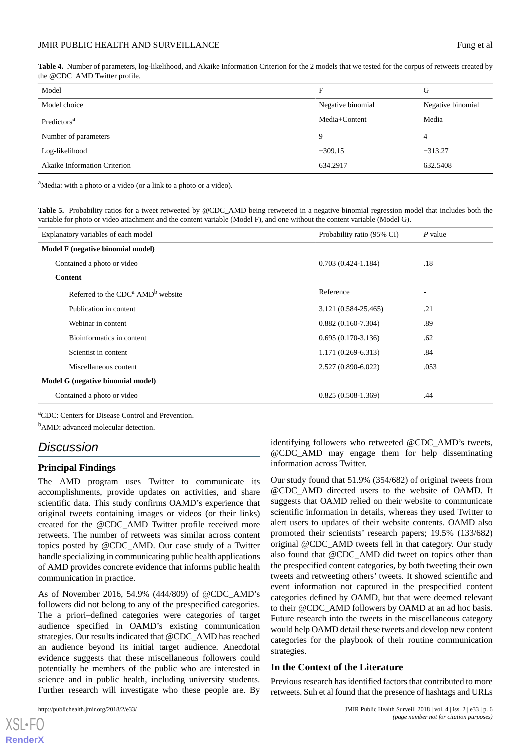**Table 4.** Number of parameters, log-likelihood, and Akaike Information Criterion for the 2 models that we tested for the corpus of retweets created by the @CDC_AMD Twitter profile.

| Model | F | G |
|---|---|---|
| Model choice | Negative binomial | Negative binomial |
| Predictors[a] | Media+Content | Media |
| Number of parameters | 9 | 4 |
| Log-likelihood | −309.15 | −313.27 |
| Akaike Information Criterion | 634.2917 | 632.5408 |

[a]Media: with a photo or a video (or a link to a photo or a video).

**Table 5.** Probability ratios for a tweet retweeted by @CDC_AMD being retweeted in a negative binomial regression model that includes both the variable for photo or video attachment and the content variable (Model F), and one without the content variable (Model G).

| Explanatory variables of each model | Probability ratio (95% CI) | *P* value |
|---|---|---|
| **Model F (negative binomial model)** | | |
| Contained a photo or video | 0.703 (0.424-1.184) | .18 |
| **Content** | | |
| Referred to the CDC[a] AMD[b] website | Reference | - |
| Publication in content | 3.121 (0.584-25.465) | .21 |
| Webinar in content | 0.882 (0.160-7.304) | .89 |
| Bioinformatics in content | 0.695 (0.170-3.136) | .62 |
| Scientist in content | 1.171 (0.269-6.313) | .84 |
| Miscellaneous content | 2.527 (0.890-6.022) | .053 |
| **Model G (negative binomial model)** | | |
| Contained a photo or video | 0.825 (0.508-1.369) | .44 |

[a]CDC: Centers for Disease Control and Prevention.

[b]AMD: advanced molecular detection.

## Discussion

### Principal Findings

The AMD program uses Twitter to communicate its accomplishments, provide updates on activities, and share scientific data. This study confirms OAMD's experience that original tweets containing images or videos (or their links) created for the @CDC_AMD Twitter profile received more retweets. The number of retweets was similar across content topics posted by @CDC_AMD. Our case study of a Twitter handle specializing in communicating public health applications of AMD provides concrete evidence that informs public health communication in practice.

As of November 2016, 54.9% (444/809) of @CDC_AMD's followers did not belong to any of the prespecified categories. The a priori–defined categories were categories of target audience specified in OAMD's existing communication strategies. Our results indicated that @CDC_AMD has reached an audience beyond its initial target audience. Anecdotal evidence suggests that these miscellaneous followers could potentially be members of the public who are interested in science and in public health, including university students. Further research will investigate who these people are. By identifying followers who retweeted @CDC_AMD's tweets, @CDC_AMD may engage them for help disseminating information across Twitter.

Our study found that 51.9% (354/682) of original tweets from @CDC_AMD directed users to the website of OAMD. It suggests that OAMD relied on their website to communicate scientific information in details, whereas they used Twitter to alert users to updates of their website contents. OAMD also promoted their scientists' research papers; 19.5% (133/682) original @CDC_AMD tweets fell in that category. Our study also found that @CDC_AMD did tweet on topics other than the prespecified content categories, by both tweeting their own tweets and retweeting others' tweets. It showed scientific and event information not captured in the prespecified content categories defined by OAMD, but that were deemed relevant to their @CDC_AMD followers by OAMD at an ad hoc basis. Future research into the tweets in the miscellaneous category would help OAMD detail these tweets and develop new content categories for the playbook of their routine communication strategies.

### In the Context of the Literature

Previous research has identified factors that contributed to more retweets. Suh et al found that the presence of hashtags and URLs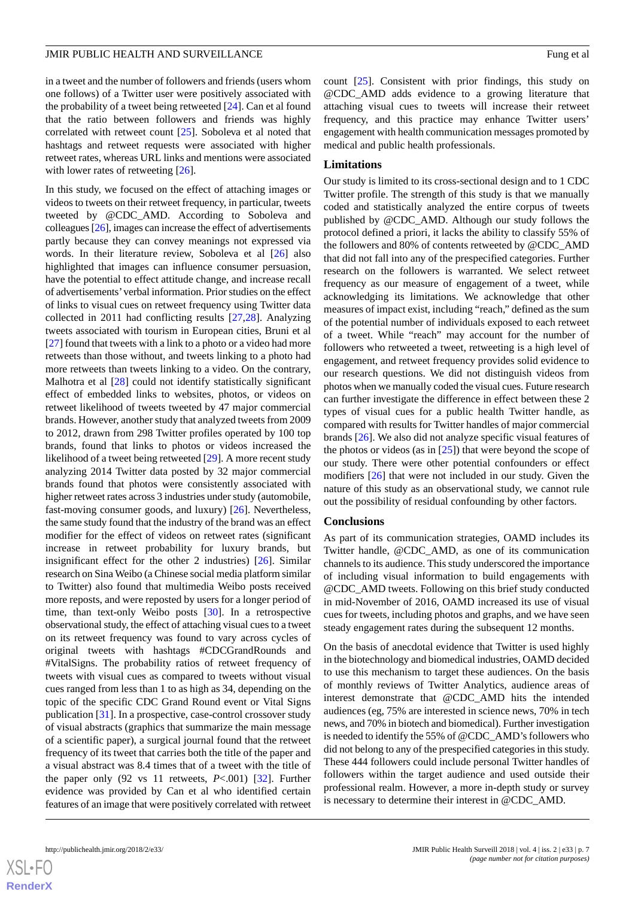in a tweet and the number of followers and friends (users whom one follows) of a Twitter user were positively associated with the probability of a tweet being retweeted [24]. Can et al found that the ratio between followers and friends was highly correlated with retweet count [25]. Soboleva et al noted that hashtags and retweet requests were associated with higher retweet rates, whereas URL links and mentions were associated with lower rates of retweeting [26].

In this study, we focused on the effect of attaching images or videos to tweets on their retweet frequency, in particular, tweets tweeted by @CDC_AMD. According to Soboleva and colleagues [26], images can increase the effect of advertisements partly because they can convey meanings not expressed via words. In their literature review, Soboleva et al [26] also highlighted that images can influence consumer persuasion, have the potential to effect attitude change, and increase recall of advertisements' verbal information. Prior studies on the effect of links to visual cues on retweet frequency using Twitter data collected in 2011 had conflicting results [27,28]. Analyzing tweets associated with tourism in European cities, Bruni et al [27] found that tweets with a link to a photo or a video had more retweets than those without, and tweets linking to a photo had more retweets than tweets linking to a video. On the contrary, Malhotra et al [28] could not identify statistically significant effect of embedded links to websites, photos, or videos on retweet likelihood of tweets tweeted by 47 major commercial brands. However, another study that analyzed tweets from 2009 to 2012, drawn from 298 Twitter profiles operated by 100 top brands, found that links to photos or videos increased the likelihood of a tweet being retweeted [29]. A more recent study analyzing 2014 Twitter data posted by 32 major commercial brands found that photos were consistently associated with higher retweet rates across 3 industries under study (automobile, fast-moving consumer goods, and luxury) [26]. Nevertheless, the same study found that the industry of the brand was an effect modifier for the effect of videos on retweet rates (significant increase in retweet probability for luxury brands, but insignificant effect for the other 2 industries) [26]. Similar research on Sina Weibo (a Chinese social media platform similar to Twitter) also found that multimedia Weibo posts received more reposts, and were reposted by users for a longer period of time, than text-only Weibo posts [30]. In a retrospective observational study, the effect of attaching visual cues to a tweet on its retweet frequency was found to vary across cycles of original tweets with hashtags #CDCGrandRounds and #VitalSigns. The probability ratios of retweet frequency of tweets with visual cues as compared to tweets without visual cues ranged from less than 1 to as high as 34, depending on the topic of the specific CDC Grand Round event or Vital Signs publication [31]. In a prospective, case-control crossover study of visual abstracts (graphics that summarize the main message of a scientific paper), a surgical journal found that the retweet frequency of its tweet that carries both the title of the paper and a visual abstract was 8.4 times that of a tweet with the title of the paper only (92 vs 11 retweets, $P<.001$) [32]. Further evidence was provided by Can et al who identified certain features of an image that were positively correlated with retweet count [25]. Consistent with prior findings, this study on @CDC_AMD adds evidence to a growing literature that attaching visual cues to tweets will increase their retweet frequency, and this practice may enhance Twitter users' engagement with health communication messages promoted by medical and public health professionals.

## Limitations

Our study is limited to its cross-sectional design and to 1 CDC Twitter profile. The strength of this study is that we manually coded and statistically analyzed the entire corpus of tweets published by @CDC_AMD. Although our study follows the protocol defined a priori, it lacks the ability to classify 55% of the followers and 80% of contents retweeted by @CDC_AMD that did not fall into any of the prespecified categories. Further research on the followers is warranted. We select retweet frequency as our measure of engagement of a tweet, while acknowledging its limitations. We acknowledge that other measures of impact exist, including "reach," defined as the sum of the potential number of individuals exposed to each retweet of a tweet. While "reach" may account for the number of followers who retweeted a tweet, retweeting is a high level of engagement, and retweet frequency provides solid evidence to our research questions. We did not distinguish videos from photos when we manually coded the visual cues. Future research can further investigate the difference in effect between these 2 types of visual cues for a public health Twitter handle, as compared with results for Twitter handles of major commercial brands [26]. We also did not analyze specific visual features of the photos or videos (as in [25]) that were beyond the scope of our study. There were other potential confounders or effect modifiers [26] that were not included in our study. Given the nature of this study as an observational study, we cannot rule out the possibility of residual confounding by other factors.

## Conclusions

As part of its communication strategies, OAMD includes its Twitter handle, @CDC_AMD, as one of its communication channels to its audience. This study underscored the importance of including visual information to build engagements with @CDC_AMD tweets. Following on this brief study conducted in mid-November of 2016, OAMD increased its use of visual cues for tweets, including photos and graphs, and we have seen steady engagement rates during the subsequent 12 months.

On the basis of anecdotal evidence that Twitter is used highly in the biotechnology and biomedical industries, OAMD decided to use this mechanism to target these audiences. On the basis of monthly reviews of Twitter Analytics, audience areas of interest demonstrate that @CDC_AMD hits the intended audiences (eg, 75% are interested in science news, 70% in tech news, and 70% in biotech and biomedical). Further investigation is needed to identify the 55% of @CDC_AMD's followers who did not belong to any of the prespecified categories in this study. These 444 followers could include personal Twitter handles of followers within the target audience and used outside their professional realm. However, a more in-depth study or survey is necessary to determine their interest in @CDC_AMD.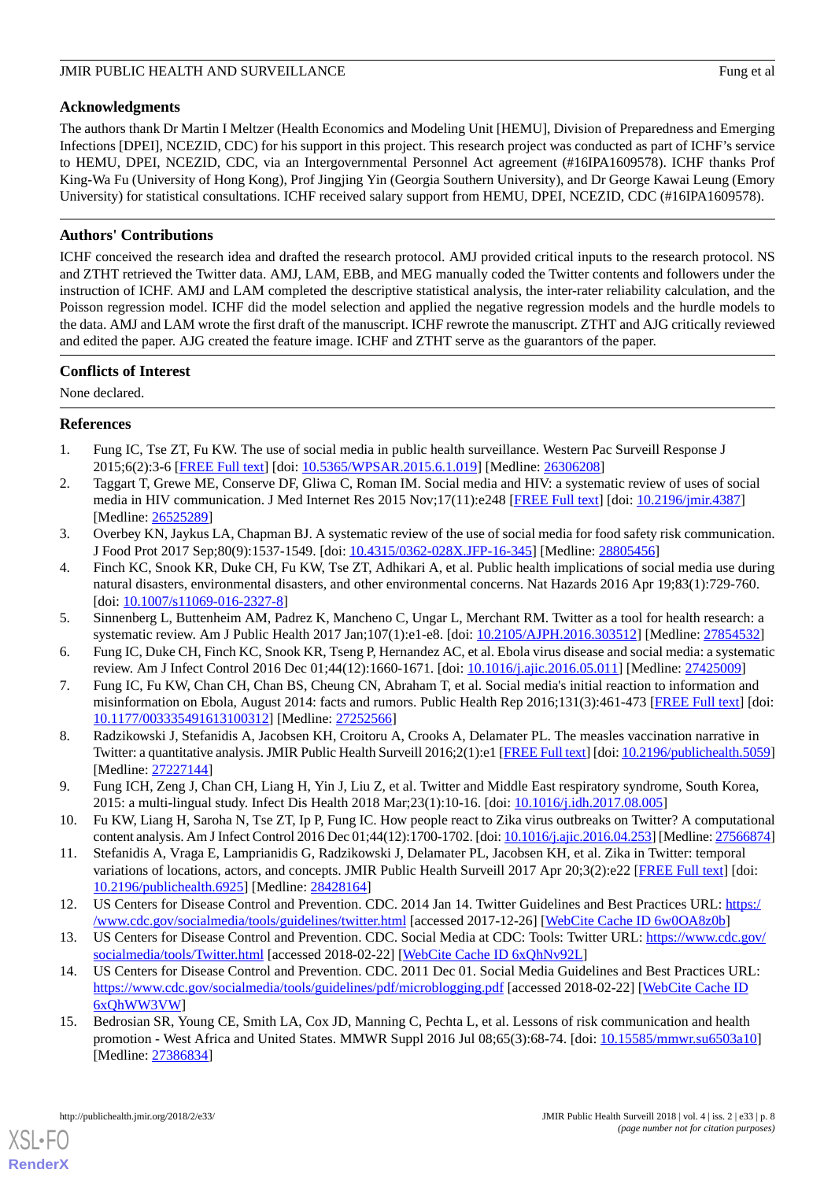## Acknowledgments

The authors thank Dr Martin I Meltzer (Health Economics and Modeling Unit [HEMU], Division of Preparedness and Emerging Infections [DPEI], NCEZID, CDC) for his support in this project. This research project was conducted as part of ICHF's service to HEMU, DPEI, NCEZID, CDC, via an Intergovernmental Personnel Act agreement (#16IPA1609578). ICHF thanks Prof King-Wa Fu (University of Hong Kong), Prof Jingjing Yin (Georgia Southern University), and Dr George Kawai Leung (Emory University) for statistical consultations. ICHF received salary support from HEMU, DPEI, NCEZID, CDC (#16IPA1609578).

## Authors' Contributions

ICHF conceived the research idea and drafted the research protocol. AMJ provided critical inputs to the research protocol. NS and ZTHT retrieved the Twitter data. AMJ, LAM, EBB, and MEG manually coded the Twitter contents and followers under the instruction of ICHF. AMJ and LAM completed the descriptive statistical analysis, the inter-rater reliability calculation, and the Poisson regression model. ICHF did the model selection and applied the negative regression models and the hurdle models to the data. AMJ and LAM wrote the first draft of the manuscript. ICHF rewrote the manuscript. ZTHT and AJG critically reviewed and edited the paper. AJG created the feature image. ICHF and ZTHT serve as the guarantors of the paper.

## Conflicts of Interest

None declared.

## References

1. Fung IC, Tse ZT, Fu KW. The use of social media in public health surveillance. Western Pac Surveill Response J 2015;6(2):3-6 [FREE Full text] [doi: 10.5365/WPSAR.2015.6.1.019] [Medline: 26306208]
2. Taggart T, Grewe ME, Conserve DF, Gliwa C, Roman IM. Social media and HIV: a systematic review of uses of social media in HIV communication. J Med Internet Res 2015 Nov;17(11):e248 [FREE Full text] [doi: 10.2196/jmir.4387] [Medline: 26525289]
3. Overbey KN, Jaykus LA, Chapman BJ. A systematic review of the use of social media for food safety risk communication. J Food Prot 2017 Sep;80(9):1537-1549. [doi: 10.4315/0362-028X.JFP-16-345] [Medline: 28805456]
4. Finch KC, Snook KR, Duke CH, Fu KW, Tse ZT, Adhikari A, et al. Public health implications of social media use during natural disasters, environmental disasters, and other environmental concerns. Nat Hazards 2016 Apr 19;83(1):729-760. [doi: 10.1007/s11069-016-2327-8]
5. Sinnenberg L, Buttenheim AM, Padrez K, Mancheno C, Ungar L, Merchant RM. Twitter as a tool for health research: a systematic review. Am J Public Health 2017 Jan;107(1):e1-e8. [doi: 10.2105/AJPH.2016.303512] [Medline: 27854532]
6. Fung IC, Duke CH, Finch KC, Snook KR, Tseng P, Hernandez AC, et al. Ebola virus disease and social media: a systematic review. Am J Infect Control 2016 Dec 01;44(12):1660-1671. [doi: 10.1016/j.ajic.2016.05.011] [Medline: 27425009]
7. Fung IC, Fu KW, Chan CH, Chan BS, Cheung CN, Abraham T, et al. Social media's initial reaction to information and misinformation on Ebola, August 2014: facts and rumors. Public Health Rep 2016;131(3):461-473 [FREE Full text] [doi: 10.1177/003335491613100312] [Medline: 27252566]
8. Radzikowski J, Stefanidis A, Jacobsen KH, Croitoru A, Crooks A, Delamater PL. The measles vaccination narrative in Twitter: a quantitative analysis. JMIR Public Health Surveill 2016;2(1):e1 [FREE Full text] [doi: 10.2196/publichealth.5059] [Medline: 27227144]
9. Fung ICH, Zeng J, Chan CH, Liang H, Yin J, Liu Z, et al. Twitter and Middle East respiratory syndrome, South Korea, 2015: a multi-lingual study. Infect Dis Health 2018 Mar;23(1):10-16. [doi: 10.1016/j.idh.2017.08.005]
10. Fu KW, Liang H, Saroha N, Tse ZT, Ip P, Fung IC. How people react to Zika virus outbreaks on Twitter? A computational content analysis. Am J Infect Control 2016 Dec 01;44(12):1700-1702. [doi: 10.1016/j.ajic.2016.04.253] [Medline: 27566874]
11. Stefanidis A, Vraga E, Lamprianidis G, Radzikowski J, Delamater PL, Jacobsen KH, et al. Zika in Twitter: temporal variations of locations, actors, and concepts. JMIR Public Health Surveill 2017 Apr 20;3(2):e22 [FREE Full text] [doi: 10.2196/publichealth.6925] [Medline: 28428164]
12. US Centers for Disease Control and Prevention. CDC. 2014 Jan 14. Twitter Guidelines and Best Practices URL: https://www.cdc.gov/socialmedia/tools/guidelines/twitter.html [accessed 2017-12-26] [WebCite Cache ID 6w0OA8z0b]
13. US Centers for Disease Control and Prevention. CDC. Social Media at CDC: Tools: Twitter URL: https://www.cdc.gov/socialmedia/tools/Twitter.html [accessed 2018-02-22] [WebCite Cache ID 6xQhNv92L]
14. US Centers for Disease Control and Prevention. CDC. 2011 Dec 01. Social Media Guidelines and Best Practices URL: https://www.cdc.gov/socialmedia/tools/guidelines/pdf/microblogging.pdf [accessed 2018-02-22] [WebCite Cache ID 6xQhWW3VW]
15. Bedrosian SR, Young CE, Smith LA, Cox JD, Manning C, Pechta L, et al. Lessons of risk communication and health promotion - West Africa and United States. MMWR Suppl 2016 Jul 08;65(3):68-74. [doi: 10.15585/mmwr.su6503a10] [Medline: 27386834]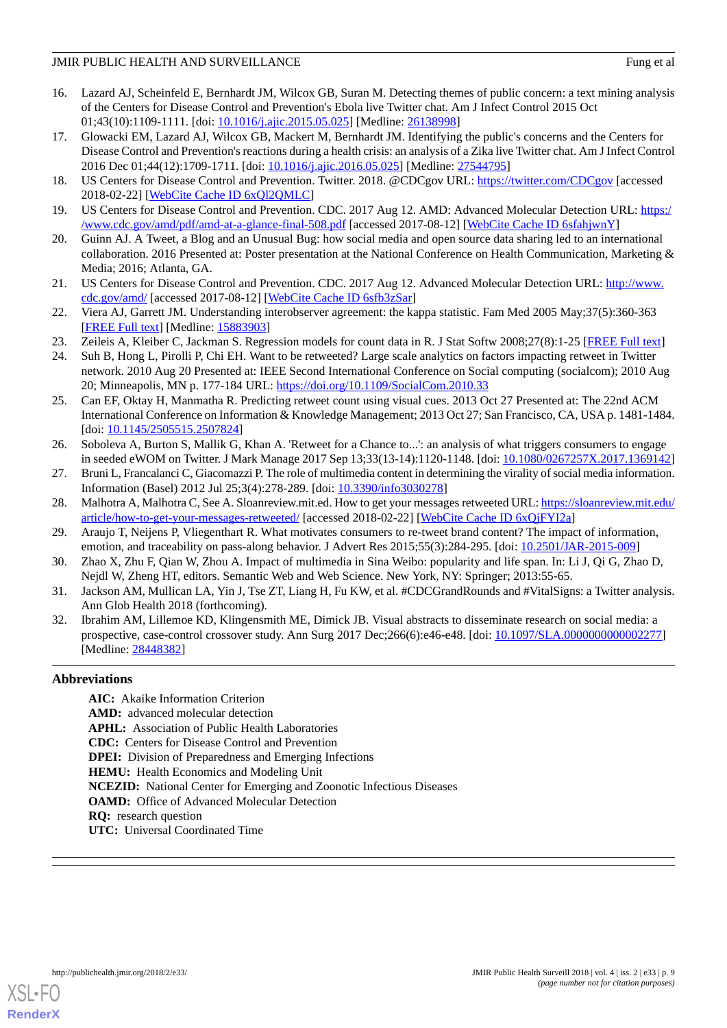16. Lazard AJ, Scheinfeld E, Bernhardt JM, Wilcox GB, Suran M. Detecting themes of public concern: a text mining analysis of the Centers for Disease Control and Prevention's Ebola live Twitter chat. Am J Infect Control 2015 Oct 01;43(10):1109-1111. [doi: 10.1016/j.ajic.2015.05.025] [Medline: 26138998]
17. Glowacki EM, Lazard AJ, Wilcox GB, Mackert M, Bernhardt JM. Identifying the public's concerns and the Centers for Disease Control and Prevention's reactions during a health crisis: an analysis of a Zika live Twitter chat. Am J Infect Control 2016 Dec 01;44(12):1709-1711. [doi: 10.1016/j.ajic.2016.05.025] [Medline: 27544795]
18. US Centers for Disease Control and Prevention. Twitter. 2018. @CDCgov URL: https://twitter.com/CDCgov [accessed 2018-02-22] [WebCite Cache ID 6xQl2QMLC]
19. US Centers for Disease Control and Prevention. CDC. 2017 Aug 12. AMD: Advanced Molecular Detection URL: https://www.cdc.gov/amd/pdf/amd-at-a-glance-final-508.pdf [accessed 2017-08-12] [WebCite Cache ID 6sfahjwnY]
20. Guinn AJ. A Tweet, a Blog and an Unusual Bug: how social media and open source data sharing led to an international collaboration. 2016 Presented at: Poster presentation at the National Conference on Health Communication, Marketing & Media; 2016; Atlanta, GA.
21. US Centers for Disease Control and Prevention. CDC. 2017 Aug 12. Advanced Molecular Detection URL: http://www.cdc.gov/amd/ [accessed 2017-08-12] [WebCite Cache ID 6sfb3zSar]
22. Viera AJ, Garrett JM. Understanding interobserver agreement: the kappa statistic. Fam Med 2005 May;37(5):360-363 [FREE Full text] [Medline: 15883903]
23. Zeileis A, Kleiber C, Jackman S. Regression models for count data in R. J Stat Softw 2008;27(8):1-25 [FREE Full text]
24. Suh B, Hong L, Pirolli P, Chi EH. Want to be retweeted? Large scale analytics on factors impacting retweet in Twitter network. 2010 Aug 20 Presented at: IEEE Second International Conference on Social computing (socialcom); 2010 Aug 20; Minneapolis, MN p. 177-184 URL: https://doi.org/10.1109/SocialCom.2010.33
25. Can EF, Oktay H, Manmatha R. Predicting retweet count using visual cues. 2013 Oct 27 Presented at: The 22nd ACM International Conference on Information & Knowledge Management; 2013 Oct 27; San Francisco, CA, USA p. 1481-1484. [doi: 10.1145/2505515.2507824]
26. Soboleva A, Burton S, Mallik G, Khan A. 'Retweet for a Chance to...': an analysis of what triggers consumers to engage in seeded eWOM on Twitter. J Mark Manage 2017 Sep 13;33(13-14):1120-1148. [doi: 10.1080/0267257X.2017.1369142]
27. Bruni L, Francalanci C, Giacomazzi P. The role of multimedia content in determining the virality of social media information. Information (Basel) 2012 Jul 25;3(4):278-289. [doi: 10.3390/info3030278]
28. Malhotra A, Malhotra C, See A. Sloanreview.mit.ed. How to get your messages retweeted URL: https://sloanreview.mit.edu/article/how-to-get-your-messages-retweeted/ [accessed 2018-02-22] [WebCite Cache ID 6xQjFYI2a]
29. Araujo T, Neijens P, Vliegenthart R. What motivates consumers to re-tweet brand content? The impact of information, emotion, and traceability on pass-along behavior. J Advert Res 2015;55(3):284-295. [doi: 10.2501/JAR-2015-009]
30. Zhao X, Zhu F, Qian W, Zhou A. Impact of multimedia in Sina Weibo: popularity and life span. In: Li J, Qi G, Zhao D, Nejdl W, Zheng HT, editors. Semantic Web and Web Science. New York, NY: Springer; 2013:55-65.
31. Jackson AM, Mullican LA, Yin J, Tse ZT, Liang H, Fu KW, et al. #CDCGrandRounds and #VitalSigns: a Twitter analysis. Ann Glob Health 2018 (forthcoming).
32. Ibrahim AM, Lillemoe KD, Klingensmith ME, Dimick JB. Visual abstracts to disseminate research on social media: a prospective, case-control crossover study. Ann Surg 2017 Dec;266(6):e46-e48. [doi: 10.1097/SLA.0000000000002277] [Medline: 28448382]

## Abbreviations

**AIC:** Akaike Information Criterion
**AMD:** advanced molecular detection
**APHL:** Association of Public Health Laboratories
**CDC:** Centers for Disease Control and Prevention
**DPEI:** Division of Preparedness and Emerging Infections
**HEMU:** Health Economics and Modeling Unit
**NCEZID:** National Center for Emerging and Zoonotic Infectious Diseases
**OAMD:** Office of Advanced Molecular Detection
**RQ:** research question
**UTC:** Universal Coordinated Time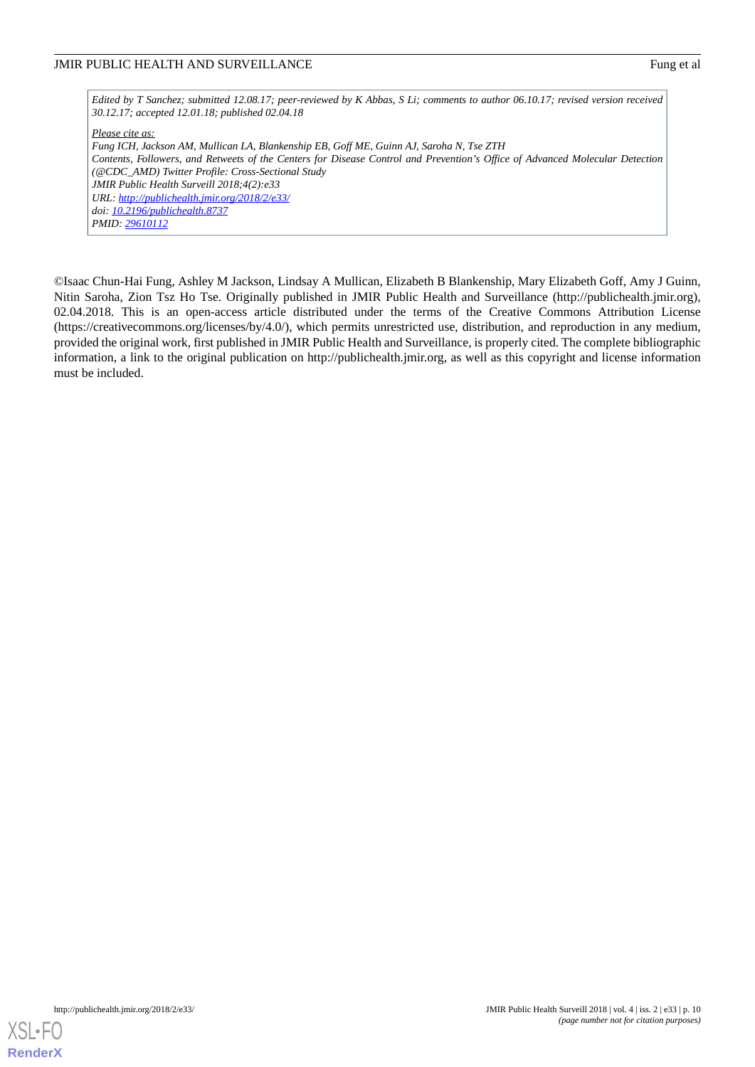*Edited by T Sanchez; submitted 12.08.17; peer-reviewed by K Abbas, S Li; comments to author 06.10.17; revised version received 30.12.17; accepted 12.01.18; published 02.04.18*

*Please cite as:*
*Fung ICH, Jackson AM, Mullican LA, Blankenship EB, Goff ME, Guinn AJ, Saroha N, Tse ZTH*
*Contents, Followers, and Retweets of the Centers for Disease Control and Prevention's Office of Advanced Molecular Detection (@CDC_AMD) Twitter Profile: Cross-Sectional Study*
*JMIR Public Health Surveill 2018;4(2):e33*
*URL: http://publichealth.jmir.org/2018/2/e33/*
*doi: 10.2196/publichealth.8737*
*PMID: 29610112*

©Isaac Chun-Hai Fung, Ashley M Jackson, Lindsay A Mullican, Elizabeth B Blankenship, Mary Elizabeth Goff, Amy J Guinn, Nitin Saroha, Zion Tsz Ho Tse. Originally published in JMIR Public Health and Surveillance (http://publichealth.jmir.org), 02.04.2018. This is an open-access article distributed under the terms of the Creative Commons Attribution License (https://creativecommons.org/licenses/by/4.0/), which permits unrestricted use, distribution, and reproduction in any medium, provided the original work, first published in JMIR Public Health and Surveillance, is properly cited. The complete bibliographic information, a link to the original publication on http://publichealth.jmir.org, as well as this copyright and license information must be included.